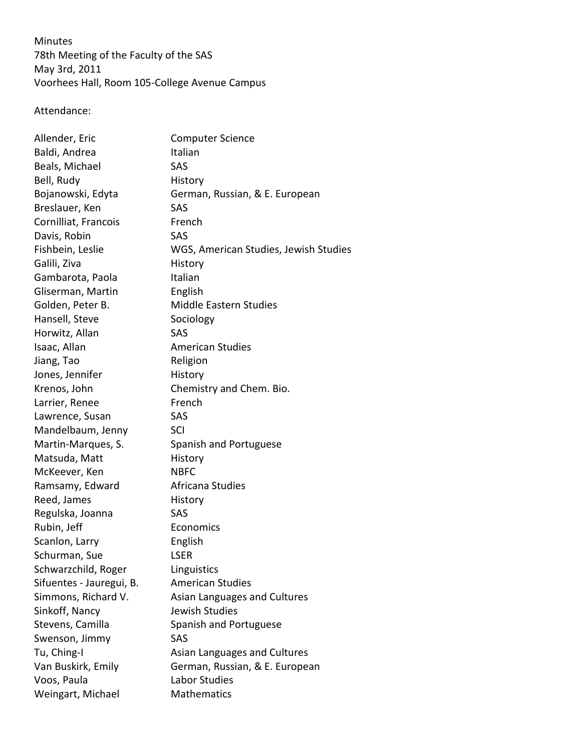Minutes
78th Meeting of the Faculty of the SAS
May 3rd, 2011
Voorhees Hall, Room 105-College Avenue Campus

Attendance:

| Name | Department |
|---|---|
| Allender, Eric | Computer Science |
| Baldi, Andrea | Italian |
| Beals, Michael | SAS |
| Bell, Rudy | History |
| Bojanowski, Edyta | German, Russian, & E. European |
| Breslauer, Ken | SAS |
| Cornilliat, Francois | French |
| Davis, Robin | SAS |
| Fishbein, Leslie | WGS, American Studies, Jewish Studies |
| Galili, Ziva | History |
| Gambarota, Paola | Italian |
| Gliserman, Martin | English |
| Golden, Peter B. | Middle Eastern Studies |
| Hansell, Steve | Sociology |
| Horwitz, Allan | SAS |
| Isaac, Allan | American Studies |
| Jiang, Tao | Religion |
| Jones, Jennifer | History |
| Krenos, John | Chemistry and Chem. Bio. |
| Larrier, Renee | French |
| Lawrence, Susan | SAS |
| Mandelbaum, Jenny | SCI |
| Martin-Marques, S. | Spanish and Portuguese |
| Matsuda, Matt | History |
| McKeever, Ken | NBFC |
| Ramsamy, Edward | Africana Studies |
| Reed, James | History |
| Regulska, Joanna | SAS |
| Rubin, Jeff | Economics |
| Scanlon, Larry | English |
| Schurman, Sue | LSER |
| Schwarzchild, Roger | Linguistics |
| Sifuentes - Jauregui, B. | American Studies |
| Simmons, Richard V. | Asian Languages and Cultures |
| Sinkoff, Nancy | Jewish Studies |
| Stevens, Camilla | Spanish and Portuguese |
| Swenson, Jimmy | SAS |
| Tu, Ching-I | Asian Languages and Cultures |
| Van Buskirk, Emily | German, Russian, & E. European |
| Voos, Paula | Labor Studies |
| Weingart, Michael | Mathematics |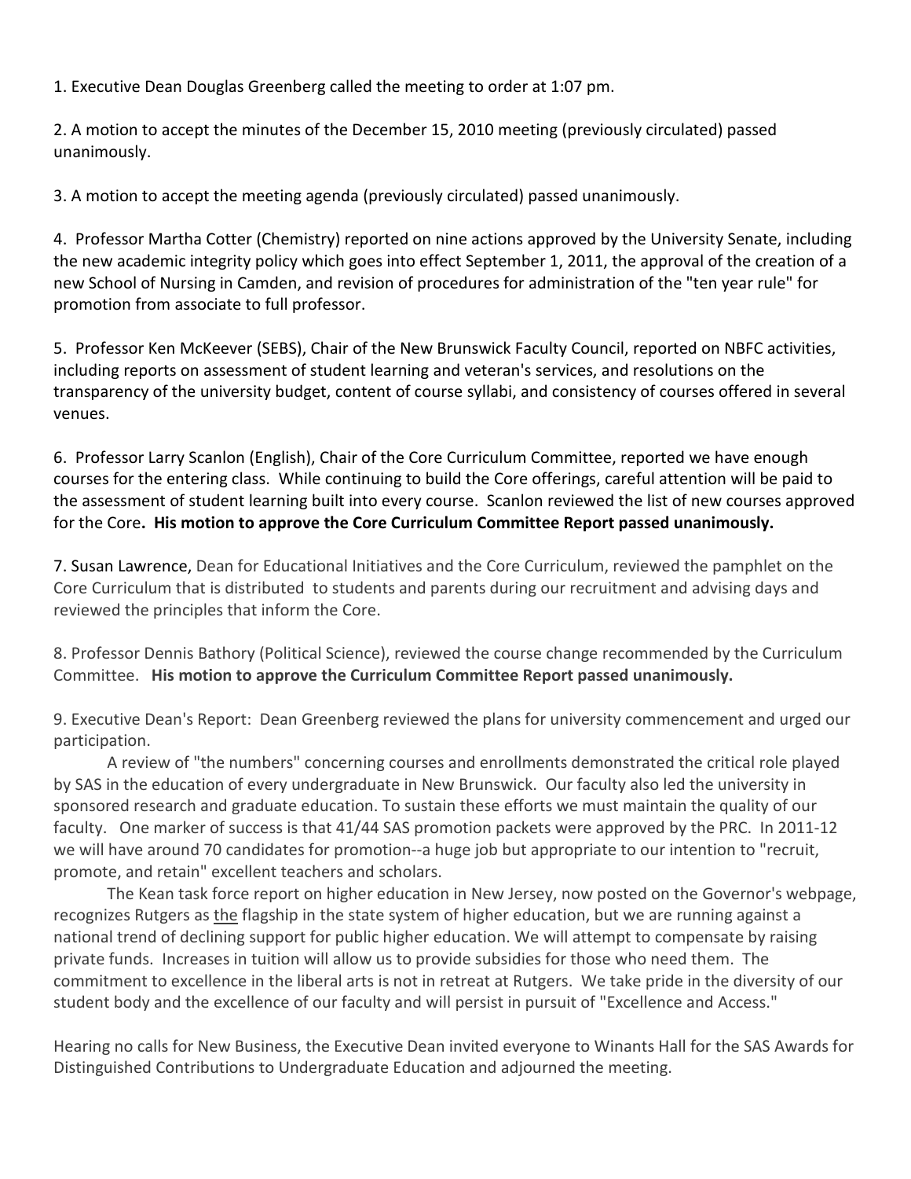1. Executive Dean Douglas Greenberg called the meeting to order at 1:07 pm.

2. A motion to accept the minutes of the December 15, 2010 meeting (previously circulated) passed unanimously.

3. A motion to accept the meeting agenda (previously circulated) passed unanimously.

4. Professor Martha Cotter (Chemistry) reported on nine actions approved by the University Senate, including the new academic integrity policy which goes into effect September 1, 2011, the approval of the creation of a new School of Nursing in Camden, and revision of procedures for administration of the "ten year rule" for promotion from associate to full professor.

5. Professor Ken McKeever (SEBS), Chair of the New Brunswick Faculty Council, reported on NBFC activities, including reports on assessment of student learning and veteran's services, and resolutions on the transparency of the university budget, content of course syllabi, and consistency of courses offered in several venues.

6. Professor Larry Scanlon (English), Chair of the Core Curriculum Committee, reported we have enough courses for the entering class. While continuing to build the Core offerings, careful attention will be paid to the assessment of student learning built into every course. Scanlon reviewed the list of new courses approved for the Core**. His motion to approve the Core Curriculum Committee Report passed unanimously.**

7. Susan Lawrence, Dean for Educational Initiatives and the Core Curriculum, reviewed the pamphlet on the Core Curriculum that is distributed to students and parents during our recruitment and advising days and reviewed the principles that inform the Core.

8. Professor Dennis Bathory (Political Science), reviewed the course change recommended by the Curriculum Committee. **His motion to approve the Curriculum Committee Report passed unanimously.**

9. Executive Dean's Report: Dean Greenberg reviewed the plans for university commencement and urged our participation.

A review of "the numbers" concerning courses and enrollments demonstrated the critical role played by SAS in the education of every undergraduate in New Brunswick. Our faculty also led the university in sponsored research and graduate education. To sustain these efforts we must maintain the quality of our faculty. One marker of success is that 41/44 SAS promotion packets were approved by the PRC. In 2011-12 we will have around 70 candidates for promotion--a huge job but appropriate to our intention to "recruit, promote, and retain" excellent teachers and scholars.

The Kean task force report on higher education in New Jersey, now posted on the Governor's webpage, recognizes Rutgers as <u>the</u> flagship in the state system of higher education, but we are running against a national trend of declining support for public higher education. We will attempt to compensate by raising private funds. Increases in tuition will allow us to provide subsidies for those who need them. The commitment to excellence in the liberal arts is not in retreat at Rutgers. We take pride in the diversity of our student body and the excellence of our faculty and will persist in pursuit of "Excellence and Access."

Hearing no calls for New Business, the Executive Dean invited everyone to Winants Hall for the SAS Awards for Distinguished Contributions to Undergraduate Education and adjourned the meeting.